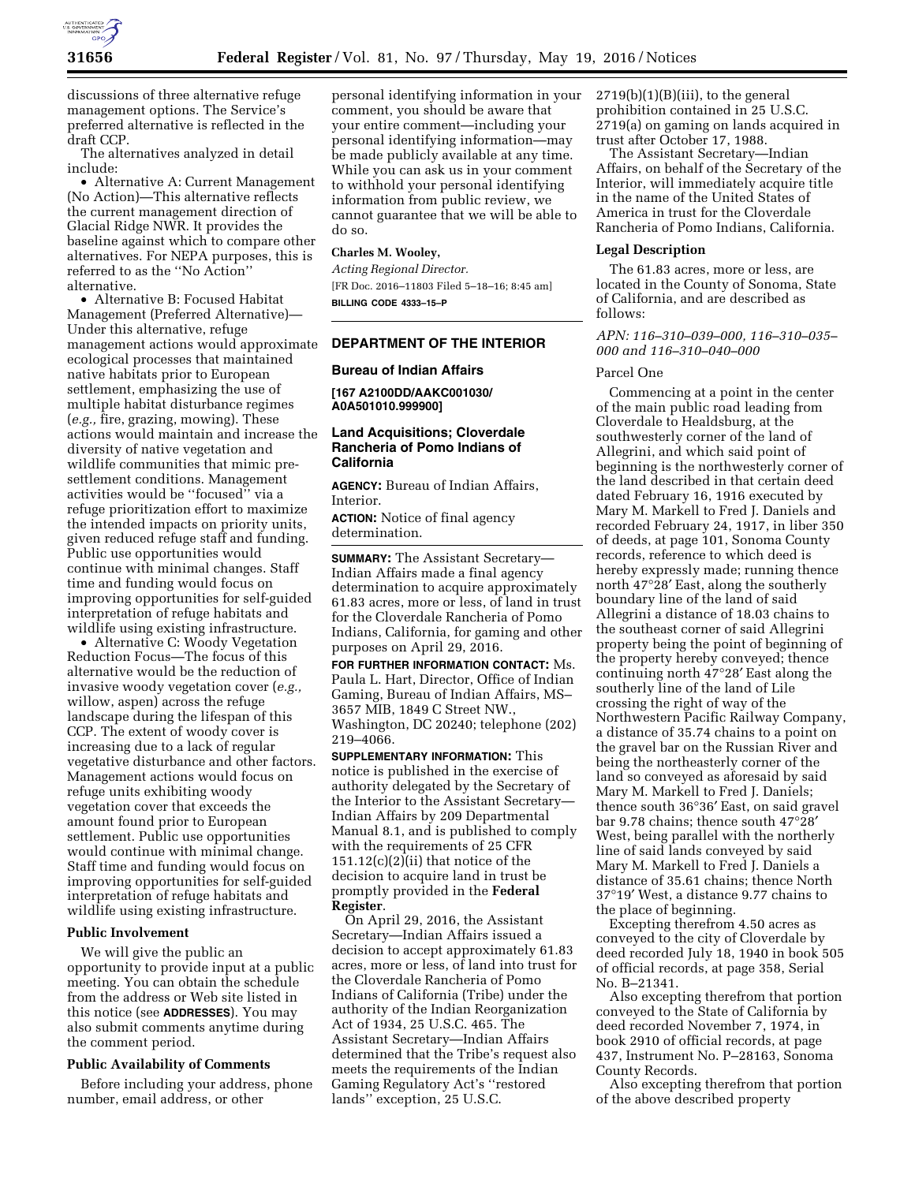discussions of three alternative refuge management options. The Service's preferred alternative is reflected in the draft CCP.

The alternatives analyzed in detail include:

- Alternative A: Current Management (No Action)—This alternative reflects the current management direction of Glacial Ridge NWR. It provides the baseline against which to compare other alternatives. For NEPA purposes, this is referred to as the ''No Action'' alternative.
- Alternative B: Focused Habitat Management (Preferred Alternative)—Under this alternative, refuge management actions would approximate ecological processes that maintained native habitats prior to European settlement, emphasizing the use of multiple habitat disturbance regimes (*e.g.,* fire, grazing, mowing). These actions would maintain and increase the diversity of native vegetation and wildlife communities that mimic pre-settlement conditions. Management activities would be ''focused'' via a refuge prioritization effort to maximize the intended impacts on priority units, given reduced refuge staff and funding. Public use opportunities would continue with minimal changes. Staff time and funding would focus on improving opportunities for self-guided interpretation of refuge habitats and wildlife using existing infrastructure.
- Alternative C: Woody Vegetation Reduction Focus—The focus of this alternative would be the reduction of invasive woody vegetation cover (*e.g.,* willow, aspen) across the refuge landscape during the lifespan of this CCP. The extent of woody cover is increasing due to a lack of regular vegetative disturbance and other factors. Management actions would focus on refuge units exhibiting woody vegetation cover that exceeds the amount found prior to European settlement. Public use opportunities would continue with minimal change. Staff time and funding would focus on improving opportunities for self-guided interpretation of refuge habitats and wildlife using existing infrastructure.

### Public Involvement

We will give the public an opportunity to provide input at a public meeting. You can obtain the schedule from the address or Web site listed in this notice (see **ADDRESSES**). You may also submit comments anytime during the comment period.

### Public Availability of Comments

Before including your address, phone number, email address, or other personal identifying information in your comment, you should be aware that your entire comment—including your personal identifying information—may be made publicly available at any time. While you can ask us in your comment to withhold your personal identifying information from public review, we cannot guarantee that we will be able to do so.

**Charles M. Wooley,**

*Acting Regional Director.*

[FR Doc. 2016–11803 Filed 5–18–16; 8:45 am]

**BILLING CODE 4333–15–P**

## DEPARTMENT OF THE INTERIOR

### Bureau of Indian Affairs

**[167 A2100DD/AAKC001030/A0A501010.999900]**

### Land Acquisitions; Cloverdale Rancheria of Pomo Indians of California

**AGENCY:** Bureau of Indian Affairs, Interior.

**ACTION:** Notice of final agency determination.

**SUMMARY:** The Assistant Secretary—Indian Affairs made a final agency determination to acquire approximately 61.83 acres, more or less, of land in trust for the Cloverdale Rancheria of Pomo Indians, California, for gaming and other purposes on April 29, 2016.

**FOR FURTHER INFORMATION CONTACT:** Ms. Paula L. Hart, Director, Office of Indian Gaming, Bureau of Indian Affairs, MS–3657 MIB, 1849 C Street NW., Washington, DC 20240; telephone (202) 219–4066.

**SUPPLEMENTARY INFORMATION:** This notice is published in the exercise of authority delegated by the Secretary of the Interior to the Assistant Secretary—Indian Affairs by 209 Departmental Manual 8.1, and is published to comply with the requirements of 25 CFR 151.12(c)(2)(ii) that notice of the decision to acquire land in trust be promptly provided in the **Federal Register**.

On April 29, 2016, the Assistant Secretary—Indian Affairs issued a decision to accept approximately 61.83 acres, more or less, of land into trust for the Cloverdale Rancheria of Pomo Indians of California (Tribe) under the authority of the Indian Reorganization Act of 1934, 25 U.S.C. 465. The Assistant Secretary—Indian Affairs determined that the Tribe's request also meets the requirements of the Indian Gaming Regulatory Act's ''restored lands'' exception, 25 U.S.C. 2719(b)(1)(B)(iii), to the general prohibition contained in 25 U.S.C. 2719(a) on gaming on lands acquired in trust after October 17, 1988.

The Assistant Secretary—Indian Affairs, on behalf of the Secretary of the Interior, will immediately acquire title in the name of the United States of America in trust for the Cloverdale Rancheria of Pomo Indians, California.

### Legal Description

The 61.83 acres, more or less, are located in the County of Sonoma, State of California, and are described as follows:

*APN: 116–310–039–000, 116–310–035–000 and 116–310–040–000*

Parcel One

Commencing at a point in the center of the main public road leading from Cloverdale to Healdsburg, at the southwesterly corner of the land of Allegrini, and which said point of beginning is the northwesterly corner of the land described in that certain deed dated February 16, 1916 executed by Mary M. Markell to Fred J. Daniels and recorded February 24, 1917, in liber 350 of deeds, at page 101, Sonoma County records, reference to which deed is hereby expressly made; running thence north 47°28′ East, along the southerly boundary line of the land of said Allegrini a distance of 18.03 chains to the southeast corner of said Allegrini property being the point of beginning of the property hereby conveyed; thence continuing north 47°28′ East along the southerly line of the land of Lile crossing the right of way of the Northwestern Pacific Railway Company, a distance of 35.74 chains to a point on the gravel bar on the Russian River and being the northeasterly corner of the land so conveyed as aforesaid by said Mary M. Markell to Fred J. Daniels; thence south 36°36′ East, on said gravel bar 9.78 chains; thence south 47°28′ West, being parallel with the northerly line of said lands conveyed by said Mary M. Markell to Fred J. Daniels a distance of 35.61 chains; thence North 37°19′ West, a distance 9.77 chains to the place of beginning.

Excepting therefrom 4.50 acres as conveyed to the city of Cloverdale by deed recorded July 18, 1940 in book 505 of official records, at page 358, Serial No. B–21341.

Also excepting therefrom that portion conveyed to the State of California by deed recorded November 7, 1974, in book 2910 of official records, at page 437, Instrument No. P–28163, Sonoma County Records.

Also excepting therefrom that portion of the above described property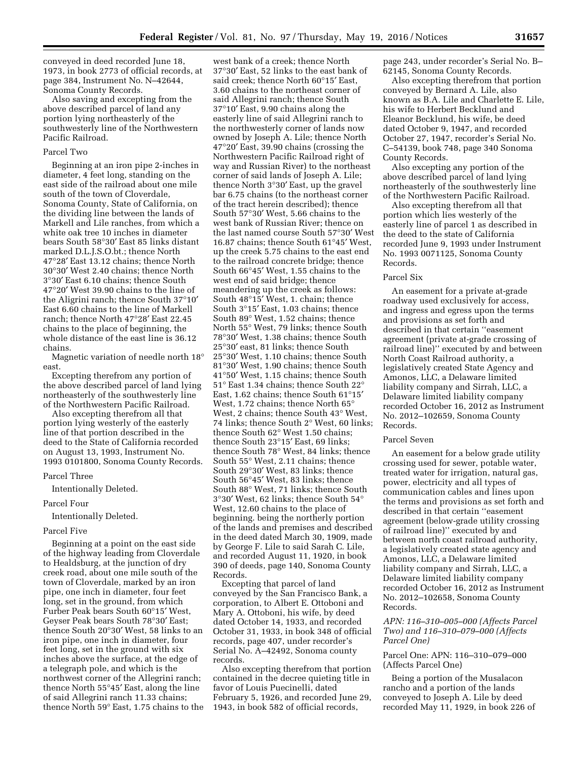conveyed in deed recorded June 18, 1973, in book 2773 of official records, at page 384, Instrument No. N–42644, Sonoma County Records.

Also saving and excepting from the above described parcel of land any portion lying northeasterly of the southwesterly line of the Northwestern Pacific Railroad.

Parcel Two

Beginning at an iron pipe 2-inches in diameter, 4 feet long, standing on the east side of the railroad about one mile south of the town of Cloverdale, Sonoma County, State of California, on the dividing line between the lands of Markell and Lile ranches, from which a white oak tree 10 inches in diameter bears South 58°30′ East 85 links distant marked D.L.J.S.O.bt.; thence North 47°28′ East 13.12 chains; thence North 30°30′ West 2.40 chains; thence North 3°30′ East 6.10 chains; thence South 47°20′ West 39.90 chains to the line of the Aligrini ranch; thence South 37°10′ East 6.60 chains to the line of Markell ranch; thence North 47°28′ East 22.45 chains to the place of beginning, the whole distance of the east line is 36.12 chains.

Magnetic variation of needle north 18° east.

Excepting therefrom any portion of the above described parcel of land lying northeasterly of the southwesterly line of the Northwestern Pacific Railroad.

Also excepting therefrom all that portion lying westerly of the easterly line of that portion described in the deed to the State of California recorded on August 13, 1993, Instrument No. 1993 0101800, Sonoma County Records.

Parcel Three

Intentionally Deleted.

Parcel Four

Intentionally Deleted.

Parcel Five

Beginning at a point on the east side of the highway leading from Cloverdale to Healdsburg, at the junction of dry creek road, about one mile south of the town of Cloverdale, marked by an iron pipe, one inch in diameter, four feet long, set in the ground, from which Furber Peak bears South 60°15′ West, Geyser Peak bears South 78°30′ East; thence South 20°30′ West, 58 links to an iron pipe, one inch in diameter, four feet long, set in the ground with six inches above the surface, at the edge of a telegraph pole, and which is the northwest corner of the Allegrini ranch; thence North 55°45′ East, along the line of said Allegrini ranch 11.33 chains; thence North 59° East, 1.75 chains to the west bank of a creek; thence North 37°30′ East, 52 links to the east bank of said creek; thence North 60°15′ East, 3.60 chains to the northeast corner of said Allegrini ranch; thence South 37°10′ East, 9.90 chains along the easterly line of said Allegrini ranch to the northwesterly corner of lands now owned by Joseph A. Lile; thence North 47°20′ East, 39.90 chains (crossing the Northwestern Pacific Railroad right of way and Russian River) to the northeast corner of said lands of Joseph A. Lile; thence North 3°30′ East, up the gravel bar 6.75 chains (to the northeast corner of the tract herein described); thence South 57°30′ West, 5.66 chains to the west bank of Russian River; thence on the last named course South 57°30′ West 16.87 chains; thence South 61°45′ West, up the creek 5.75 chains to the east end to the railroad concrete bridge; thence South 66°45′ West, 1.55 chains to the west end of said bridge; thence meandering up the creek as follows: South 48°15′ West, 1. chain; thence South 3°15′ East, 1.03 chains; thence South 89° West, 1.52 chains; thence North 55° West, 79 links; thence South 78°30′ West, 1.38 chains; thence South 25°30′ east, 81 links; thence South 25°30′ West, 1.10 chains; thence South 81°30′ West, 1.90 chains; thence South 41°50′ West, 1.15 chains; thence South 51° East 1.34 chains; thence South 22° East, 1.62 chains; thence South 61°15′ West, 1.72 chains; thence North 65° West, 2 chains; thence South 43° West, 74 links; thence South 2° West, 60 links; thence South 62° West 1.50 chains; thence South 23°15′ East, 69 links; thence South 78° West, 84 links; thence South 55° West, 2.11 chains; thence South 29°30′ West, 83 links; thence South 56°45′ West, 83 links; thence South 88° West, 71 links; thence South 3°30′ West, 62 links; thence South 54° West, 12.60 chains to the place of beginning. being the northerly portion of the lands and premises and described in the deed dated March 30, 1909, made by George F. Lile to said Sarah C. Lile, and recorded August 11, 1920, in book 390 of deeds, page 140, Sonoma County Records.

Excepting that parcel of land conveyed by the San Francisco Bank, a corporation, to Albert E. Ottoboni and Mary A. Ottoboni, his wife, by deed dated October 14, 1933, and recorded October 31, 1933, in book 348 of official records, page 407, under recorder's Serial No. A–42492, Sonoma county records.

Also excepting therefrom that portion contained in the decree quieting title in favor of Louis Puecinelli, dated February 5, 1926, and recorded June 29, 1943, in book 582 of official records, page 243, under recorder's Serial No. B–62145, Sonoma County Records.

Also excepting therefrom that portion conveyed by Bernard A. Lile, also known as B.A. Lile and Charlette E. Lile, his wife to Herbert Becklund and Eleanor Becklund, his wife, be deed dated October 9, 1947, and recorded October 27, 1947, recorder's Serial No. C–54139, book 748, page 340 Sonoma County Records.

Also excepting any portion of the above described parcel of land lying northeasterly of the southwesterly line of the Northwestern Pacific Railroad.

Also excepting therefrom all that portion which lies westerly of the easterly line of parcel 1 as described in the deed to the state of California recorded June 9, 1993 under Instrument No. 1993 0071125, Sonoma County Records.

Parcel Six

An easement for a private at-grade roadway used exclusively for access, and ingress and egress upon the terms and provisions as set forth and described in that certain ''easement agreement (private at-grade crossing of railroad line)'' executed by and between North Coast Railroad authority, a legislatively created State Agency and Amonos, LLC, a Delaware limited liability company and Sirrah, LLC, a Delaware limited liability company recorded October 16, 2012 as Instrument No. 2012–102659, Sonoma County Records.

Parcel Seven

An easement for a below grade utility crossing used for sewer, potable water, treated water for irrigation, natural gas, power, electricity and all types of communication cables and lines upon the terms and provisions as set forth and described in that certain ''easement agreement (below-grade utility crossing of railroad line)'' executed by and between north coast railroad authority, a legislatively created state agency and Amonos, LLC, a Delaware limited liability company and Sirrah, LLC, a Delaware limited liability company recorded October 16, 2012 as Instrument No. 2012–102658, Sonoma County Records.

*APN: 116–310–005–000 (Affects Parcel Two) and 116–310–079–000 (Affects Parcel One)*

Parcel One: APN: 116–310–079–000 (Affects Parcel One)

Being a portion of the Musalacon rancho and a portion of the lands conveyed to Joseph A. Lile by deed recorded May 11, 1929, in book 226 of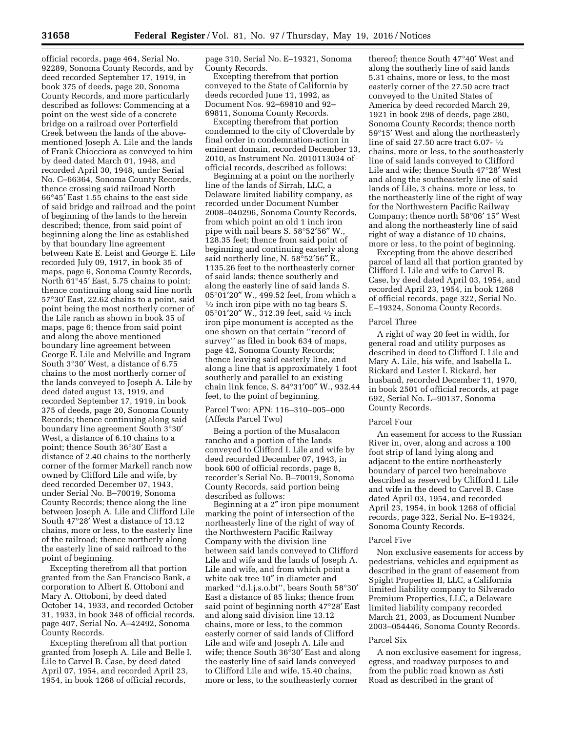official records, page 464, Serial No. 92289, Sonoma County Records, and by deed recorded September 17, 1919, in book 375 of deeds, page 20, Sonoma County Records, and more particularly described as follows: Commencing at a point on the west side of a concrete bridge on a railroad over Porterfield Creek between the lands of the above-mentioned Joseph A. Lile and the lands of Frank Chiocciora as conveyed to him by deed dated March 01, 1948, and recorded April 30, 1948, under Serial No. C–66364, Sonoma County Records, thence crossing said railroad North 66°45′ East 1.55 chains to the east side of said bridge and railroad and the point of beginning of the lands to the herein described; thence, from said point of beginning along the line as established by that boundary line agreement between Kate E. Leist and George E. Lile recorded July 09, 1917, in book 35 of maps, page 6, Sonoma County Records, North 61°45′ East, 5.75 chains to point; thence continuing along said line north 57°30′ East, 22.62 chains to a point, said point being the most northerly corner of the Lile ranch as shown in book 35 of maps, page 6; thence from said point and along the above mentioned boundary line agreement between George E. Lile and Melville and Ingram South 3°30′ West, a distance of 6.75 chains to the most northerly corner of the lands conveyed to Joseph A. Lile by deed dated august 13, 1919, and recorded September 17, 1919, in book 375 of deeds, page 20, Sonoma County Records; thence continuing along said boundary line agreement South 3°30′ West, a distance of 6.10 chains to a point; thence South 36°30′ East a distance of 2.40 chains to the northerly corner of the former Markell ranch now owned by Clifford Lile and wife, by deed recorded December 07, 1943, under Serial No. B–70019, Sonoma County Records; thence along the line between Joseph A. Lile and Clifford Lile South 47°28′ West a distance of 13.12 chains, more or less, to the easterly line of the railroad; thence northerly along the easterly line of said railroad to the point of beginning.

Excepting therefrom all that portion granted from the San Francisco Bank, a corporation to Albert E. Ottoboni and Mary A. Ottoboni, by deed dated October 14, 1933, and recorded October 31, 1933, in book 348 of official records, page 407, Serial No. A–42492, Sonoma County Records.

Excepting therefrom all that portion granted from Joseph A. Lile and Belle I. Lile to Carvel B. Case, by deed dated April 07, 1954, and recorded April 23, 1954, in book 1268 of official records, page 310, Serial No. E–19321, Sonoma County Records.

Excepting therefrom that portion conveyed to the State of California by deeds recorded June 11, 1992, as Document Nos. 92–69810 and 92–69811, Sonoma County Records.

Excepting therefrom that portion condemned to the city of Cloverdale by final order in condemnation-action in eminent domain, recorded December 13, 2010, as Instrument No. 2010113034 of official records, described as follows:

Beginning at a point on the northerly line of the lands of Sirrah, LLC, a Delaware limited liability company, as recorded under Document Number 2008–040296, Sonoma County Records, from which point an old 1 inch iron pipe with nail bears S. 58°52′56″ W., 128.35 feet; thence from said point of beginning and continuing easterly along said northerly line, N. 58°52′56″ E., 1135.26 feet to the northeasterly corner of said lands; thence southerly and along the easterly line of said lands S. 05°01′20″ W., 499.52 feet, from which a ½ inch iron pipe with no tag bears S. 05°01′20″ W., 312.39 feet, said ½ inch iron pipe monument is accepted as the one shown on that certain ''record of survey'' as filed in book 634 of maps, page 42, Sonoma County Records; thence leaving said easterly line, and along a line that is approximately 1 foot southerly and parallel to an existing chain link fence, S. 84°31′00″ W., 932.44 feet, to the point of beginning.

Parcel Two: APN: 116–310–005–000 (Affects Parcel Two)

Being a portion of the Musalacon rancho and a portion of the lands conveyed to Clifford I. Lile and wife by deed recorded December 07, 1943, in book 600 of official records, page 8, recorder's Serial No. B–70019, Sonoma County Records, said portion being described as follows:

Beginning at a 2″ iron pipe monument marking the point of intersection of the northeasterly line of the right of way of the Northwestern Pacific Railway Company with the division line between said lands conveyed to Clifford Lile and wife and the lands of Joseph A. Lile and wife, and from which point a white oak tree 10″ in diameter and marked ''d.l.j.s.o.bt'', bears South 58°30′ East a distance of 85 links; thence from said point of beginning north 47°28′ East and along said division line 13.12 chains, more or less, to the common easterly corner of said lands of Clifford Lile and wife and Joseph A. Lile and wife; thence South 36°30′ East and along the easterly line of said lands conveyed to Clifford Lile and wife, 15.40 chains, more or less, to the southeasterly corner thereof; thence South 47°40′ West and along the southerly line of said lands 5.31 chains, more or less, to the most easterly corner of the 27.50 acre tract conveyed to the United States of America by deed recorded March 29, 1921 in book 298 of deeds, page 280, Sonoma County Records; thence north 59°15′ West and along the northeasterly line of said 27.50 acre tract 6.07- ½ chains, more or less, to the southeasterly line of said lands conveyed to Clifford Lile and wife; thence South 47°28′ West and along the southeasterly line of said lands of Lile, 3 chains, more or less, to the northeasterly line of the right of way for the Northwestern Pacific Railway Company; thence north 58°06′ 15″ West and along the northeasterly line of said right of way a distance of 10 chains, more or less, to the point of beginning.

Excepting from the above described parcel of land all that portion granted by Clifford I. Lile and wife to Carvel B. Case, by deed dated April 03, 1954, and recorded April 23, 1954, in book 1268 of official records, page 322, Serial No. E–19324, Sonoma County Records.

Parcel Three

A right of way 20 feet in width, for general road and utility purposes as described in deed to Clifford I. Lile and Mary A. Lile, his wife, and Isabella L. Rickard and Lester I. Rickard, her husband, recorded December 11, 1970, in book 2501 of official records, at page 692, Serial No. L–90137, Sonoma County Records.

Parcel Four

An easement for access to the Russian River in, over, along and across a 100 foot strip of land lying along and adjacent to the entire northeasterly boundary of parcel two hereinabove described as reserved by Clifford I. Lile and wife in the deed to Carvel B. Case dated April 03, 1954, and recorded April 23, 1954, in book 1268 of official records, page 322, Serial No. E–19324, Sonoma County Records.

Parcel Five

Non exclusive easements for access by pedestrians, vehicles and equipment as described in the grant of easement from Spight Properties II, LLC, a California limited liability company to Silverado Premium Properties, LLC, a Delaware limited liability company recorded March 21, 2003, as Document Number 2003–054446, Sonoma County Records.

Parcel Six

A non exclusive easement for ingress, egress, and roadway purposes to and from the public road known as Asti Road as described in the grant of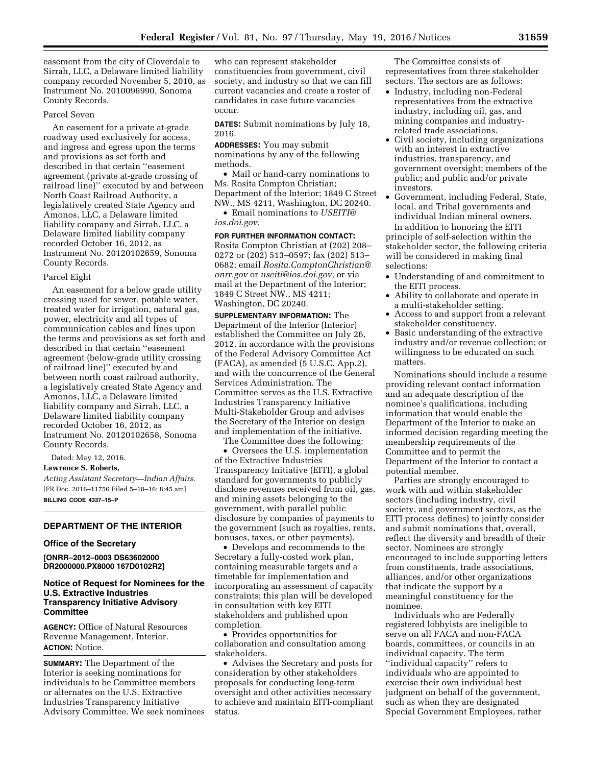easement from the city of Cloverdale to Sirrah, LLC, a Delaware limited liability company recorded November 5, 2010, as Instrument No. 2010096990, Sonoma County Records.

Parcel Seven

An easement for a private at-grade roadway used exclusively for access, and ingress and egress upon the terms and provisions as set forth and described in that certain ''easement agreement (private at-grade crossing of railroad line)'' executed by and between North Coast Railroad Authority, a legislatively created State Agency and Amonos, LLC, a Delaware limited liability company and Sirrah, LLC, a Delaware limited liability company recorded October 16, 2012, as Instrument No. 20120102659, Sonoma County Records.

Parcel Eight

An easement for a below grade utility crossing used for sewer, potable water, treated water for irrigation, natural gas, power, electricity and all types of communication cables and lines upon the terms and provisions as set forth and described in that certain ''easement agreement (below-grade utility crossing of railroad line)'' executed by and between north coast railroad authority, a legislatively created State Agency and Amonos, LLC, a Delaware limited liability company and Sirrah, LLC, a Delaware limited liability company recorded October 16, 2012, as Instrument No. 20120102658, Sonoma County Records.

Dated: May 12, 2016.

**Lawrence S. Roberts,**

*Acting Assistant Secretary—Indian Affairs.*

[FR Doc. 2016–11756 Filed 5–18–16; 8:45 am]

**BILLING CODE 4337–15–P**

## DEPARTMENT OF THE INTERIOR

### Office of the Secretary

**[ONRR–2012–0003 DS63602000 DR2000000.PX8000 167D0102R2]**

### Notice of Request for Nominees for the U.S. Extractive Industries Transparency Initiative Advisory Committee

**AGENCY:** Office of Natural Resources Revenue Management, Interior.

**ACTION:** Notice.

**SUMMARY:** The Department of the Interior is seeking nominations for individuals to be Committee members or alternates on the U.S. Extractive Industries Transparency Initiative Advisory Committee. We seek nominees who can represent stakeholder constituencies from government, civil society, and industry so that we can fill current vacancies and create a roster of candidates in case future vacancies occur.

**DATES:** Submit nominations by July 18, 2016.

**ADDRESSES:** You may submit nominations by any of the following methods.

- Mail or hand-carry nominations to Ms. Rosita Compton Christian; Department of the Interior; 1849 C Street NW., MS 4211, Washington, DC 20240.
- Email nominations to *USEITI@ios.doi.gov.*

**FOR FURTHER INFORMATION CONTACT:** Rosita Compton Christian at (202) 208–0272 or (202) 513–0597; fax (202) 513–0682; email *Rosita.ComptonChristian@onrr.gov* or *useiti@ios.doi.gov;* or via mail at the Department of the Interior; 1849 C Street NW., MS 4211; Washington, DC 20240.

**SUPPLEMENTARY INFORMATION:** The Department of the Interior (Interior) established the Committee on July 26, 2012, in accordance with the provisions of the Federal Advisory Committee Act (FACA), as amended (5 U.S.C. App.2), and with the concurrence of the General Services Administration. The Committee serves as the U.S. Extractive Industries Transparency Initiative Multi-Stakeholder Group and advises the Secretary of the Interior on design and implementation of the initiative.

The Committee does the following:

- Oversees the U.S. implementation of the Extractive Industries Transparency Initiative (EITI), a global standard for governments to publicly disclose revenues received from oil, gas, and mining assets belonging to the government, with parallel public disclosure by companies of payments to the government (such as royalties, rents, bonuses, taxes, or other payments).
- Develops and recommends to the Secretary a fully-costed work plan, containing measurable targets and a timetable for implementation and incorporating an assessment of capacity constraints; this plan will be developed in consultation with key EITI stakeholders and published upon completion.
- Provides opportunities for collaboration and consultation among stakeholders.
- Advises the Secretary and posts for consideration by other stakeholders proposals for conducting long-term oversight and other activities necessary to achieve and maintain EITI-compliant status.

The Committee consists of representatives from three stakeholder sectors. The sectors are as follows:

- Industry, including non-Federal representatives from the extractive industry, including oil, gas, and mining companies and industry-related trade associations.
- Civil society, including organizations with an interest in extractive industries, transparency, and government oversight; members of the public; and public and/or private investors.
- Government, including Federal, State, local, and Tribal governments and individual Indian mineral owners.

In addition to honoring the EITI principle of self-selection within the stakeholder sector, the following criteria will be considered in making final selections:

- Understanding of and commitment to the EITI process.
- Ability to collaborate and operate in a multi-stakeholder setting.
- Access to and support from a relevant stakeholder constituency.
- Basic understanding of the extractive industry and/or revenue collection; or willingness to be educated on such matters.

Nominations should include a resume providing relevant contact information and an adequate description of the nominee's qualifications, including information that would enable the Department of the Interior to make an informed decision regarding meeting the membership requirements of the Committee and to permit the Department of the Interior to contact a potential member.

Parties are strongly encouraged to work with and within stakeholder sectors (including industry, civil society, and government sectors, as the EITI process defines) to jointly consider and submit nominations that, overall, reflect the diversity and breadth of their sector. Nominees are strongly encouraged to include supporting letters from constituents, trade associations, alliances, and/or other organizations that indicate the support by a meaningful constituency for the nominee.

Individuals who are Federally registered lobbyists are ineligible to serve on all FACA and non-FACA boards, committees, or councils in an individual capacity. The term ''individual capacity'' refers to individuals who are appointed to exercise their own individual best judgment on behalf of the government, such as when they are designated Special Government Employees, rather